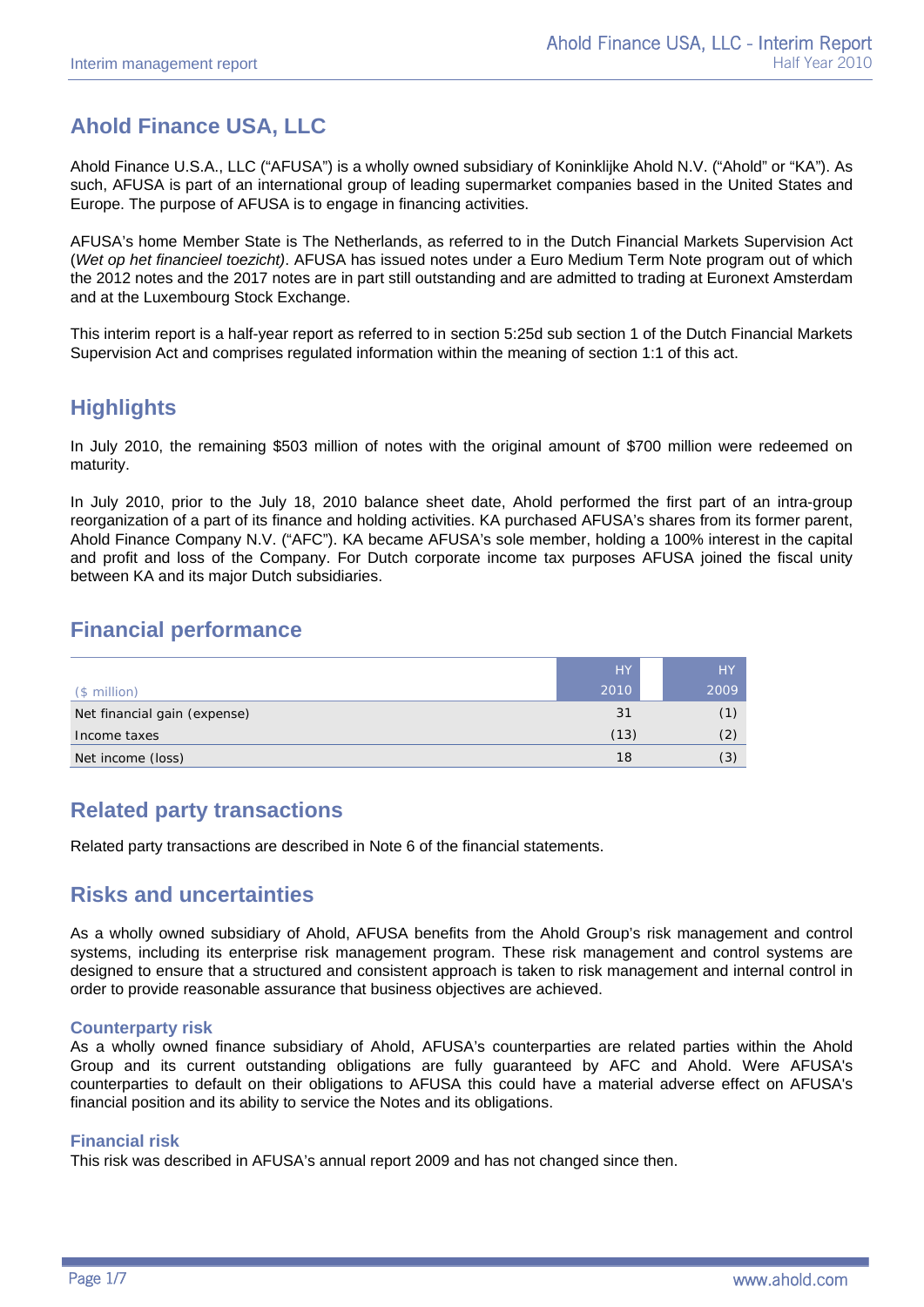# Ahold Finance USA, LLC

Ahold Finance U.S.A., LLC ("AFUSA") is a wholly owned subsidiary of Koninklijke Ahold N.V. ("Ahold" or "KA"). As such, AFUSA is part of an international group of leading supermarket companies based in the United States and Europe. The purpose of AFUSA is to engage in financing activities.

AFUSA's home Member State is The Netherlands, as referred to in the Dutch Financial Markets Supervision Act (*Wet op het financieel toezicht)*. AFUSA has issued notes under a Euro Medium Term Note program out of which the 2012 notes and the 2017 notes are in part still outstanding and are admitted to trading at Euronext Amsterdam and at the Luxembourg Stock Exchange.

This interim report is a half-year report as referred to in section 5:25d sub section 1 of the Dutch Financial Markets Supervision Act and comprises regulated information within the meaning of section 1:1 of this act.

## Highlights

In July 2010, the remaining $503 million of notes with the original amount of $700 million were redeemed on maturity.

In July 2010, prior to the July 18, 2010 balance sheet date, Ahold performed the first part of an intra-group reorganization of a part of its finance and holding activities. KA purchased AFUSA's shares from its former parent, Ahold Finance Company N.V. ("AFC"). KA became AFUSA's sole member, holding a 100% interest in the capital and profit and loss of the Company. For Dutch corporate income tax purposes AFUSA joined the fiscal unity between KA and its major Dutch subsidiaries.

## Financial performance

| ($ million) | HY 2010 | HY 2009 |
|---|---|---|
| Net financial gain (expense) | 31 | (1) |
| Income taxes | (13) | (2) |
| Net income (loss) | 18 | (3) |

## Related party transactions

Related party transactions are described in Note 6 of the financial statements.

## Risks and uncertainties

As a wholly owned subsidiary of Ahold, AFUSA benefits from the Ahold Group's risk management and control systems, including its enterprise risk management program. These risk management and control systems are designed to ensure that a structured and consistent approach is taken to risk management and internal control in order to provide reasonable assurance that business objectives are achieved.

### Counterparty risk

As a wholly owned finance subsidiary of Ahold, AFUSA's counterparties are related parties within the Ahold Group and its current outstanding obligations are fully guaranteed by AFC and Ahold. Were AFUSA's counterparties to default on their obligations to AFUSA this could have a material adverse effect on AFUSA's financial position and its ability to service the Notes and its obligations.

### Financial risk

This risk was described in AFUSA's annual report 2009 and has not changed since then.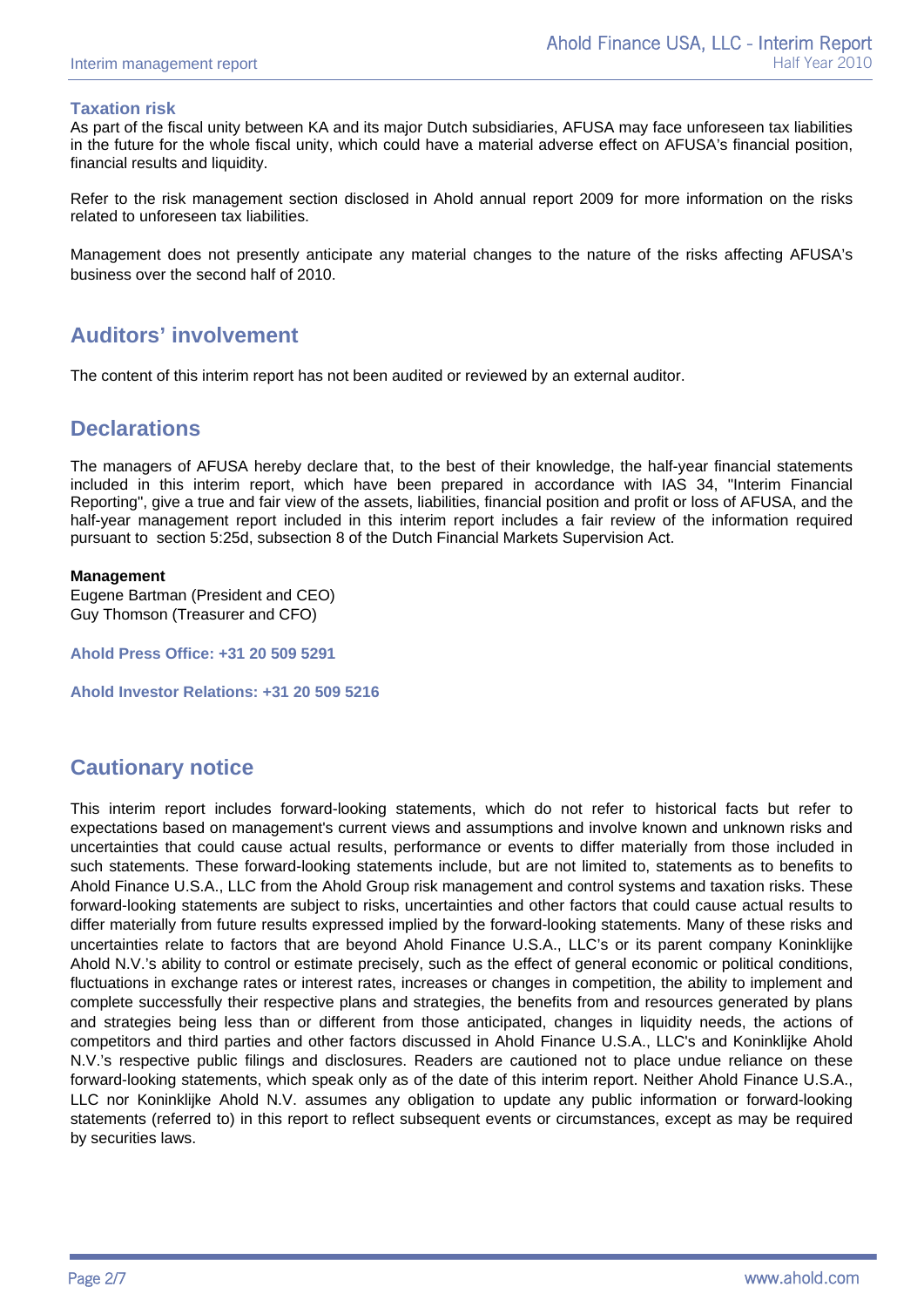### Taxation risk

As part of the fiscal unity between KA and its major Dutch subsidiaries, AFUSA may face unforeseen tax liabilities in the future for the whole fiscal unity, which could have a material adverse effect on AFUSA's financial position, financial results and liquidity.

Refer to the risk management section disclosed in Ahold annual report 2009 for more information on the risks related to unforeseen tax liabilities.

Management does not presently anticipate any material changes to the nature of the risks affecting AFUSA's business over the second half of 2010.

## Auditors' involvement

The content of this interim report has not been audited or reviewed by an external auditor.

## Declarations

The managers of AFUSA hereby declare that, to the best of their knowledge, the half-year financial statements included in this interim report, which have been prepared in accordance with IAS 34, "Interim Financial Reporting", give a true and fair view of the assets, liabilities, financial position and profit or loss of AFUSA, and the half-year management report included in this interim report includes a fair review of the information required pursuant to section 5:25d, subsection 8 of the Dutch Financial Markets Supervision Act.

**Management**
Eugene Bartman (President and CEO)
Guy Thomson (Treasurer and CFO)

**Ahold Press Office: +31 20 509 5291**

**Ahold Investor Relations: +31 20 509 5216**

## Cautionary notice

This interim report includes forward-looking statements, which do not refer to historical facts but refer to expectations based on management's current views and assumptions and involve known and unknown risks and uncertainties that could cause actual results, performance or events to differ materially from those included in such statements. These forward-looking statements include, but are not limited to, statements as to benefits to Ahold Finance U.S.A., LLC from the Ahold Group risk management and control systems and taxation risks. These forward-looking statements are subject to risks, uncertainties and other factors that could cause actual results to differ materially from future results expressed implied by the forward-looking statements. Many of these risks and uncertainties relate to factors that are beyond Ahold Finance U.S.A., LLC's or its parent company Koninklijke Ahold N.V.'s ability to control or estimate precisely, such as the effect of general economic or political conditions, fluctuations in exchange rates or interest rates, increases or changes in competition, the ability to implement and complete successfully their respective plans and strategies, the benefits from and resources generated by plans and strategies being less than or different from those anticipated, changes in liquidity needs, the actions of competitors and third parties and other factors discussed in Ahold Finance U.S.A., LLC's and Koninklijke Ahold N.V.'s respective public filings and disclosures. Readers are cautioned not to place undue reliance on these forward-looking statements, which speak only as of the date of this interim report. Neither Ahold Finance U.S.A., LLC nor Koninklijke Ahold N.V. assumes any obligation to update any public information or forward-looking statements (referred to) in this report to reflect subsequent events or circumstances, except as may be required by securities laws.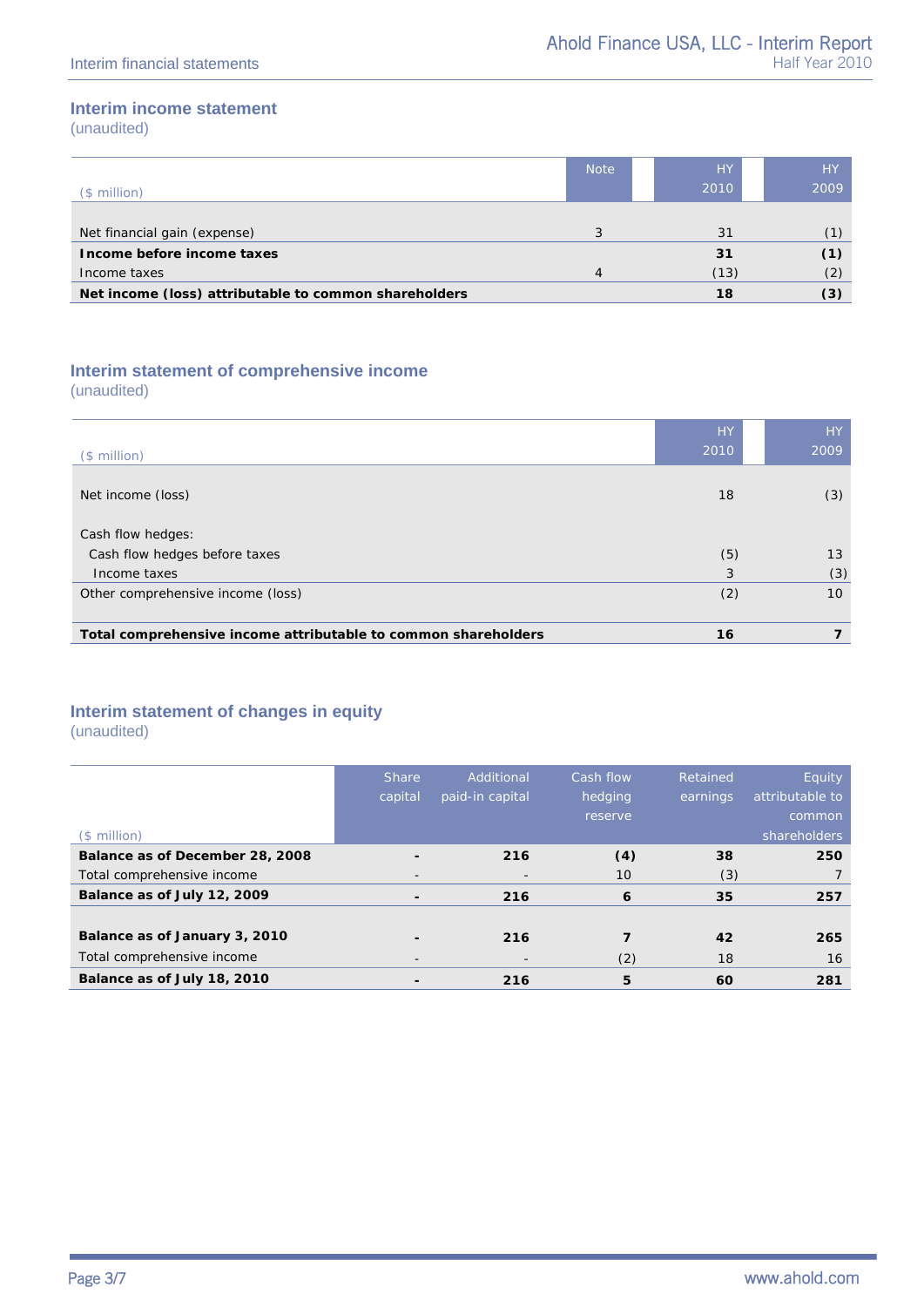Interim financial statements

## Interim income statement

(unaudited)

| ($ million) | Note | HY 2010 | HY 2009 |
|---|---|---|---|
| Net financial gain (expense) | 3 | 31 | (1) |
| **Income before income taxes** | | **31** | **(1)** |
| Income taxes | 4 | (13) | (2) |
| **Net income (loss) attributable to common shareholders** | | **18** | **(3)** |

## Interim statement of comprehensive income

(unaudited)

| ($ million) | HY 2010 | HY 2009 |
|---|---|---|
| Net income (loss) | 18 | (3) |
| Cash flow hedges: | | |
| Cash flow hedges before taxes | (5) | 13 |
| Income taxes | 3 | (3) |
| Other comprehensive income (loss) | (2) | 10 |
| **Total comprehensive income attributable to common shareholders** | **16** | **7** |

## Interim statement of changes in equity

(unaudited)

| ($ million) | Share capital | Additional paid-in capital | Cash flow hedging reserve | Retained earnings | Equity attributable to common shareholders |
|---|---|---|---|---|---|
| **Balance as of December 28, 2008** | **-** | **216** | **(4)** | **38** | **250** |
| Total comprehensive income | - | - | 10 | (3) | 7 |
| **Balance as of July 12, 2009** | **-** | **216** | **6** | **35** | **257** |
| | | | | | |
| **Balance as of January 3, 2010** | **-** | **216** | **7** | **42** | **265** |
| Total comprehensive income | - | - | (2) | 18 | 16 |
| **Balance as of July 18, 2010** | **-** | **216** | **5** | **60** | **281** |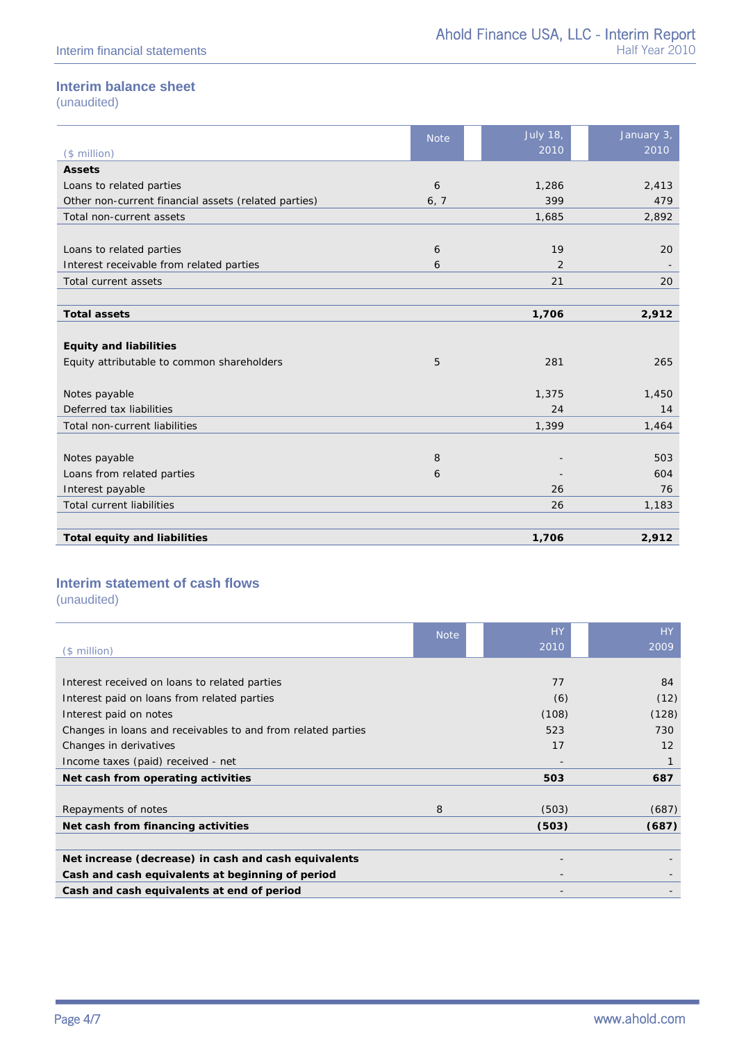## Interim balance sheet

(unaudited)

| ($ million) | Note | July 18, 2010 | January 3, 2010 |
|---|---|---|---|
| **Assets** | | | |
| Loans to related parties | 6 | 1,286 | 2,413 |
| Other non-current financial assets (related parties) | 6, 7 | 399 | 479 |
| Total non-current assets | | 1,685 | 2,892 |
| | | | |
| Loans to related parties | 6 | 19 | 20 |
| Interest receivable from related parties | 6 | 2 | - |
| Total current assets | | 21 | 20 |
| | | | |
| **Total assets** | | **1,706** | **2,912** |
| | | | |
| **Equity and liabilities** | | | |
| Equity attributable to common shareholders | 5 | 281 | 265 |
| | | | |
| Notes payable | | 1,375 | 1,450 |
| Deferred tax liabilities | | 24 | 14 |
| Total non-current liabilities | | 1,399 | 1,464 |
| | | | |
| Notes payable | 8 | - | 503 |
| Loans from related parties | 6 | - | 604 |
| Interest payable | | 26 | 76 |
| Total current liabilities | | 26 | 1,183 |
| | | | |
| **Total equity and liabilities** | | **1,706** | **2,912** |

## Interim statement of cash flows

(unaudited)

| ($ million) | Note | HY 2010 | HY 2009 |
|---|---|---|---|
| Interest received on loans to related parties | | 77 | 84 |
| Interest paid on loans from related parties | | (6) | (12) |
| Interest paid on notes | | (108) | (128) |
| Changes in loans and receivables to and from related parties | | 523 | 730 |
| Changes in derivatives | | 17 | 12 |
| Income taxes (paid) received - net | | - | 1 |
| **Net cash from operating activities** | | **503** | **687** |
| | | | |
| Repayments of notes | 8 | (503) | (687) |
| **Net cash from financing activities** | | **(503)** | **(687)** |
| | | | |
| **Net increase (decrease) in cash and cash equivalents** | | - | - |
| **Cash and cash equivalents at beginning of period** | | - | - |
| **Cash and cash equivalents at end of period** | | - | - |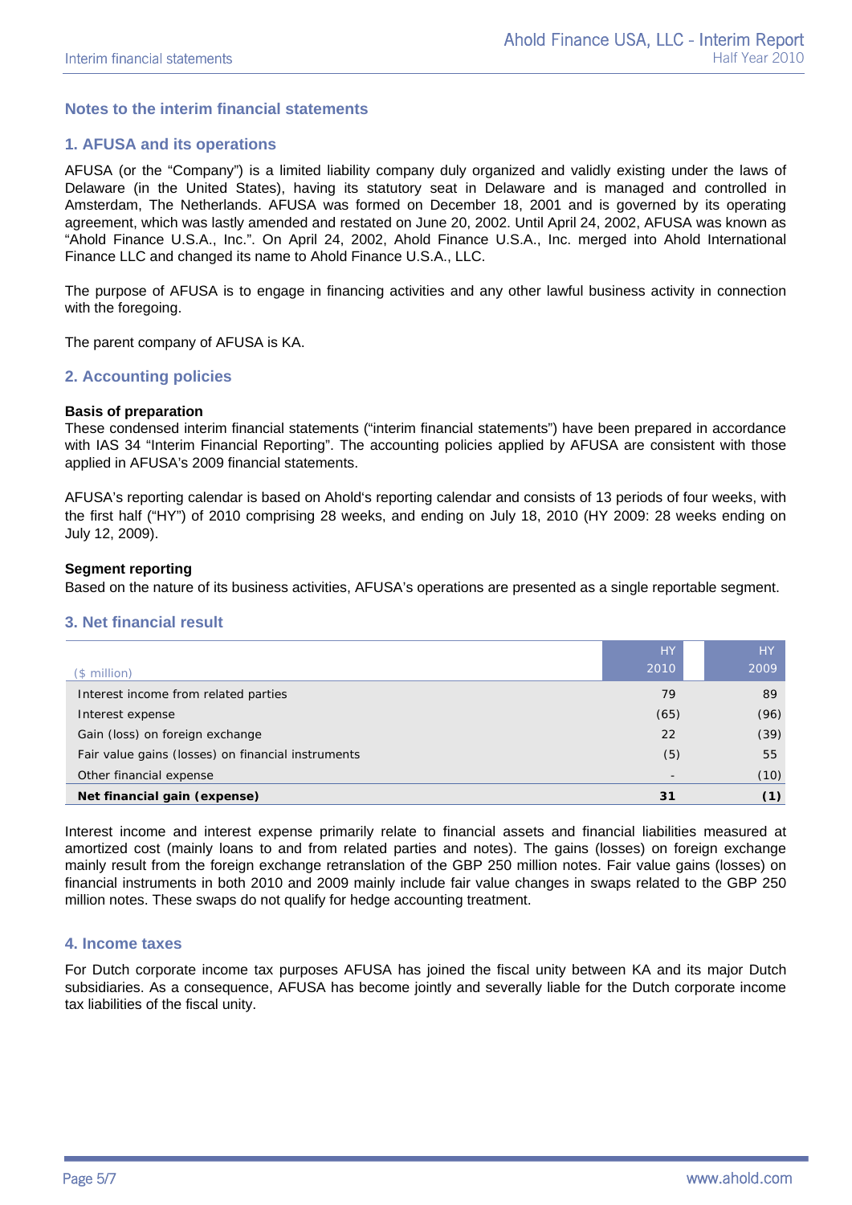## Notes to the interim financial statements

### 1. AFUSA and its operations

AFUSA (or the "Company") is a limited liability company duly organized and validly existing under the laws of Delaware (in the United States), having its statutory seat in Delaware and is managed and controlled in Amsterdam, The Netherlands. AFUSA was formed on December 18, 2001 and is governed by its operating agreement, which was lastly amended and restated on June 20, 2002. Until April 24, 2002, AFUSA was known as "Ahold Finance U.S.A., Inc.". On April 24, 2002, Ahold Finance U.S.A., Inc. merged into Ahold International Finance LLC and changed its name to Ahold Finance U.S.A., LLC.

The purpose of AFUSA is to engage in financing activities and any other lawful business activity in connection with the foregoing.

The parent company of AFUSA is KA.

### 2. Accounting policies

**Basis of preparation**

These condensed interim financial statements ("interim financial statements") have been prepared in accordance with IAS 34 "Interim Financial Reporting". The accounting policies applied by AFUSA are consistent with those applied in AFUSA's 2009 financial statements.

AFUSA's reporting calendar is based on Ahold's reporting calendar and consists of 13 periods of four weeks, with the first half ("HY") of 2010 comprising 28 weeks, and ending on July 18, 2010 (HY 2009: 28 weeks ending on July 12, 2009).

**Segment reporting**

Based on the nature of its business activities, AFUSA's operations are presented as a single reportable segment.

### 3. Net financial result

| ($ million) | HY 2010 | HY 2009 |
|---|---|---|
| Interest income from related parties | 79 | 89 |
| Interest expense | (65) | (96) |
| Gain (loss) on foreign exchange | 22 | (39) |
| Fair value gains (losses) on financial instruments | (5) | 55 |
| Other financial expense | - | (10) |
| **Net financial gain (expense)** | **31** | **(1)** |

Interest income and interest expense primarily relate to financial assets and financial liabilities measured at amortized cost (mainly loans to and from related parties and notes). The gains (losses) on foreign exchange mainly result from the foreign exchange retranslation of the GBP 250 million notes. Fair value gains (losses) on financial instruments in both 2010 and 2009 mainly include fair value changes in swaps related to the GBP 250 million notes. These swaps do not qualify for hedge accounting treatment.

### 4. Income taxes

For Dutch corporate income tax purposes AFUSA has joined the fiscal unity between KA and its major Dutch subsidiaries. As a consequence, AFUSA has become jointly and severally liable for the Dutch corporate income tax liabilities of the fiscal unity.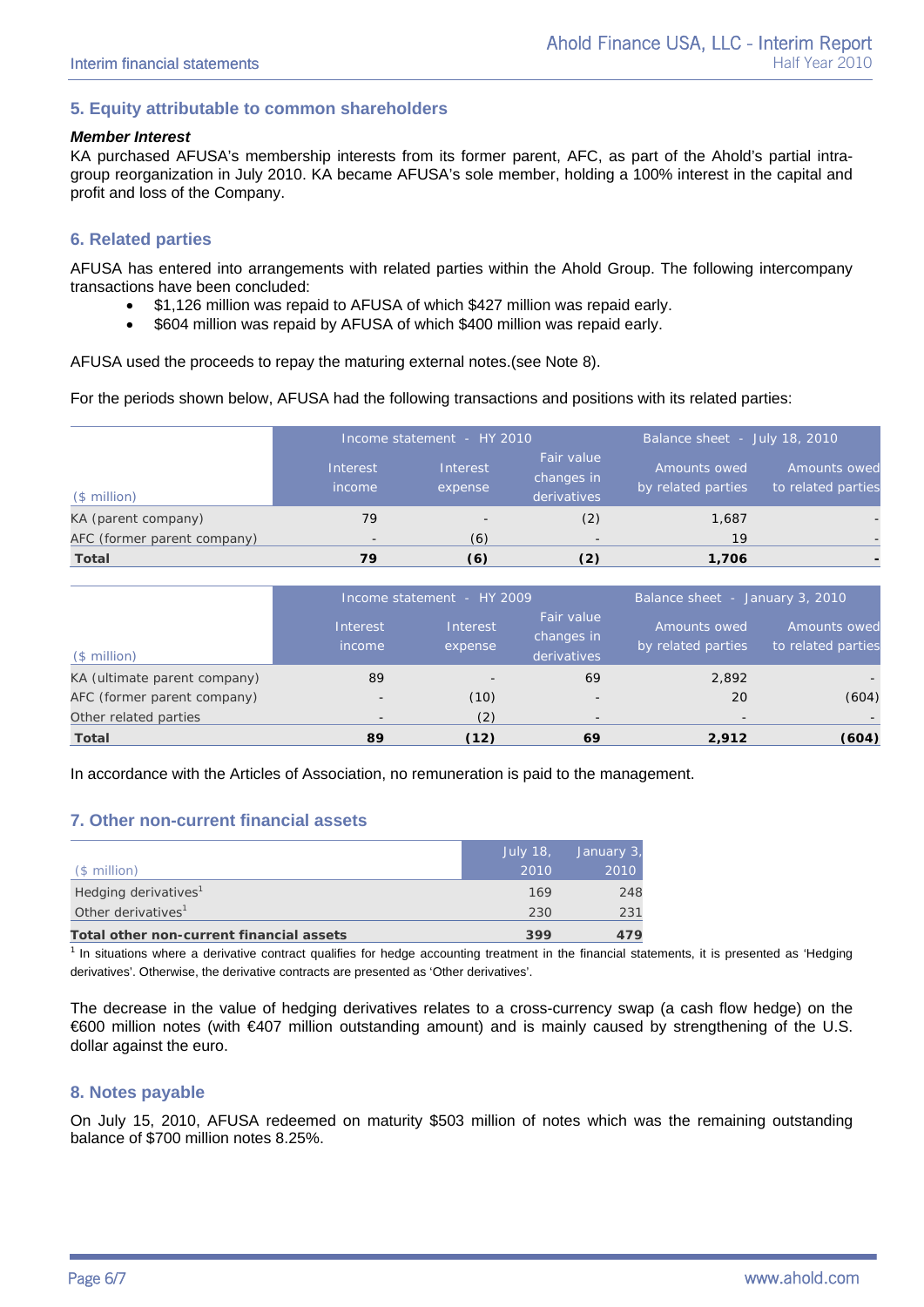## 5. Equity attributable to common shareholders

***Member Interest***

KA purchased AFUSA's membership interests from its former parent, AFC, as part of the Ahold's partial intra-group reorganization in July 2010. KA became AFUSA's sole member, holding a 100% interest in the capital and profit and loss of the Company.

## 6. Related parties

AFUSA has entered into arrangements with related parties within the Ahold Group. The following intercompany transactions have been concluded:

- $1,126 million was repaid to AFUSA of which $427 million was repaid early.
- $604 million was repaid by AFUSA of which $400 million was repaid early.

AFUSA used the proceeds to repay the maturing external notes.(see Note 8).

For the periods shown below, AFUSA had the following transactions and positions with its related parties:

| | Income statement - HY 2010 | | | Balance sheet - July 18, 2010 | |
|---|---|---|---|---|---|
| ($ million) | Interest income | Interest expense | Fair value changes in derivatives | Amounts owed by related parties | Amounts owed to related parties |
| KA (parent company) | 79 | - | (2) | 1,687 | - |
| AFC (former parent company) | - | (6) | - | 19 | - |
| **Total** | **79** | **(6)** | **(2)** | **1,706** | **-** |

| | Income statement - HY 2009 | | | Balance sheet - January 3, 2010 | |
|---|---|---|---|---|---|
| ($ million) | Interest income | Interest expense | Fair value changes in derivatives | Amounts owed by related parties | Amounts owed to related parties |
| KA (ultimate parent company) | 89 | - | 69 | 2,892 | - |
| AFC (former parent company) | - | (10) | - | 20 | (604) |
| Other related parties | - | (2) | - | - | - |
| **Total** | **89** | **(12)** | **69** | **2,912** | **(604)** |

In accordance with the Articles of Association, no remuneration is paid to the management.

## 7. Other non-current financial assets

| ($ million) | July 18, 2010 | January 3, 2010 |
|---|---|---|
| Hedging derivatives[1] | 169 | 248 |
| Other derivatives[1] | 230 | 231 |
| **Total other non-current financial assets** | **399** | **479** |

[1] In situations where a derivative contract qualifies for hedge accounting treatment in the financial statements, it is presented as 'Hedging derivatives'. Otherwise, the derivative contracts are presented as 'Other derivatives'.

The decrease in the value of hedging derivatives relates to a cross-currency swap (a cash flow hedge) on the €600 million notes (with €407 million outstanding amount) and is mainly caused by strengthening of the U.S. dollar against the euro.

## 8. Notes payable

On July 15, 2010, AFUSA redeemed on maturity $503 million of notes which was the remaining outstanding balance of $700 million notes 8.25%.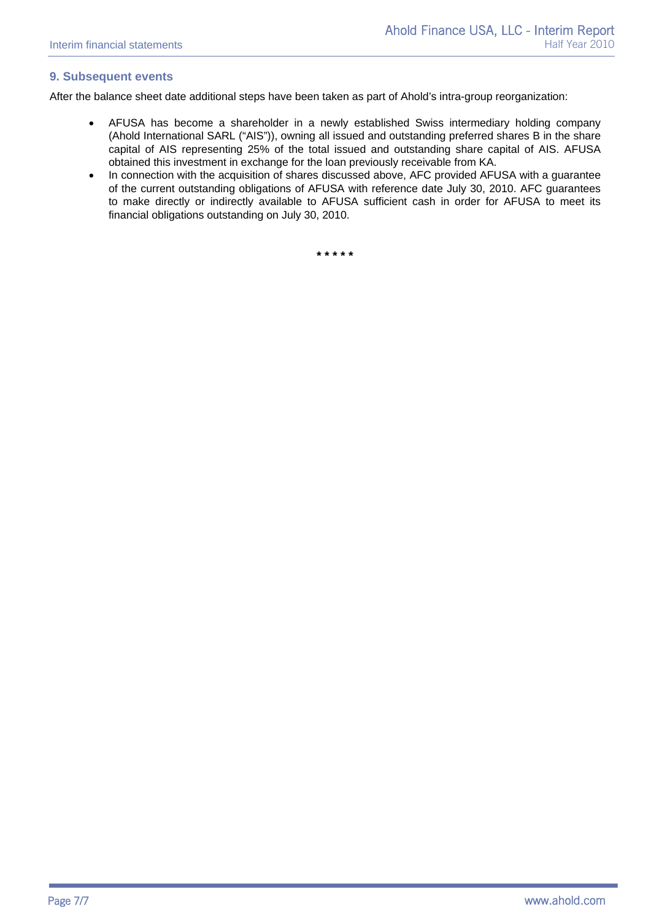## 9. Subsequent events

After the balance sheet date additional steps have been taken as part of Ahold's intra-group reorganization:

- AFUSA has become a shareholder in a newly established Swiss intermediary holding company (Ahold International SARL ("AIS")), owning all issued and outstanding preferred shares B in the share capital of AIS representing 25% of the total issued and outstanding share capital of AIS. AFUSA obtained this investment in exchange for the loan previously receivable from KA.
- In connection with the acquisition of shares discussed above, AFC provided AFUSA with a guarantee of the current outstanding obligations of AFUSA with reference date July 30, 2010. AFC guarantees to make directly or indirectly available to AFUSA sufficient cash in order for AFUSA to meet its financial obligations outstanding on July 30, 2010.

* * * * *